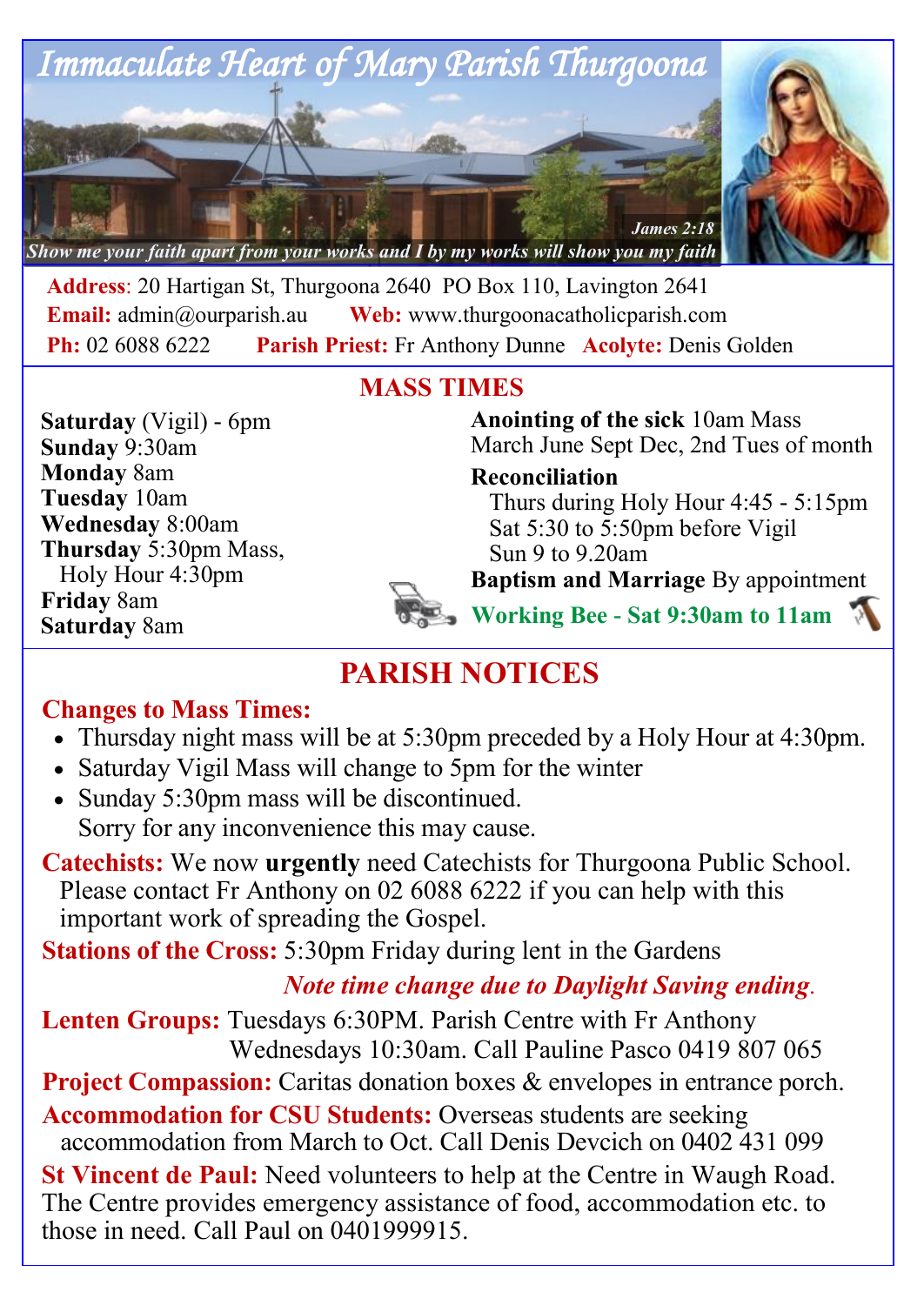# *Immaculate Heart of Mary Parish Thurgoona*

*Show me your faith apart from your works and I by my works will show you my faith*
*James 2:18*

**Address**: 20 Hartigan St, Thurgoona 2640 PO Box 110, Lavington 2641
**Email:** admin@ourparish.au **Web:** www.thurgoonacatholicparish.com
**Ph:** 02 6088 6222 **Parish Priest:** Fr Anthony Dunne **Acolyte:** Denis Golden

## MASS TIMES

**Saturday** (Vigil) - 6pm
**Sunday** 9:30am
**Monday** 8am
**Tuesday** 10am
**Wednesday** 8:00am
**Thursday** 5:30pm Mass, Holy Hour 4:30pm
**Friday** 8am
**Saturday** 8am

**Anointing of the sick** 10am Mass
March June Sept Dec, 2nd Tues of month

**Reconciliation**
Thurs during Holy Hour 4:45 - 5:15pm
Sat 5:30 to 5:50pm before Vigil
Sun 9 to 9.20am

**Baptism and Marriage** By appointment

**Working Bee - Sat 9:30am to 11am**

## PARISH NOTICES

**Changes to Mass Times:**
- Thursday night mass will be at 5:30pm preceded by a Holy Hour at 4:30pm.
- Saturday Vigil Mass will change to 5pm for the winter
- Sunday 5:30pm mass will be discontinued.
  Sorry for any inconvenience this may cause.

**Catechists:** We now **urgently** need Catechists for Thurgoona Public School. Please contact Fr Anthony on 02 6088 6222 if you can help with this important work of spreading the Gospel.

**Stations of the Cross:** 5:30pm Friday during lent in the Gardens

*Note time change due to Daylight Saving ending.*

**Lenten Groups:** Tuesdays 6:30PM. Parish Centre with Fr Anthony
Wednesdays 10:30am. Call Pauline Pasco 0419 807 065

**Project Compassion:** Caritas donation boxes & envelopes in entrance porch.

**Accommodation for CSU Students:** Overseas students are seeking accommodation from March to Oct. Call Denis Devcich on 0402 431 099

**St Vincent de Paul:** Need volunteers to help at the Centre in Waugh Road. The Centre provides emergency assistance of food, accommodation etc. to those in need. Call Paul on 0401999915.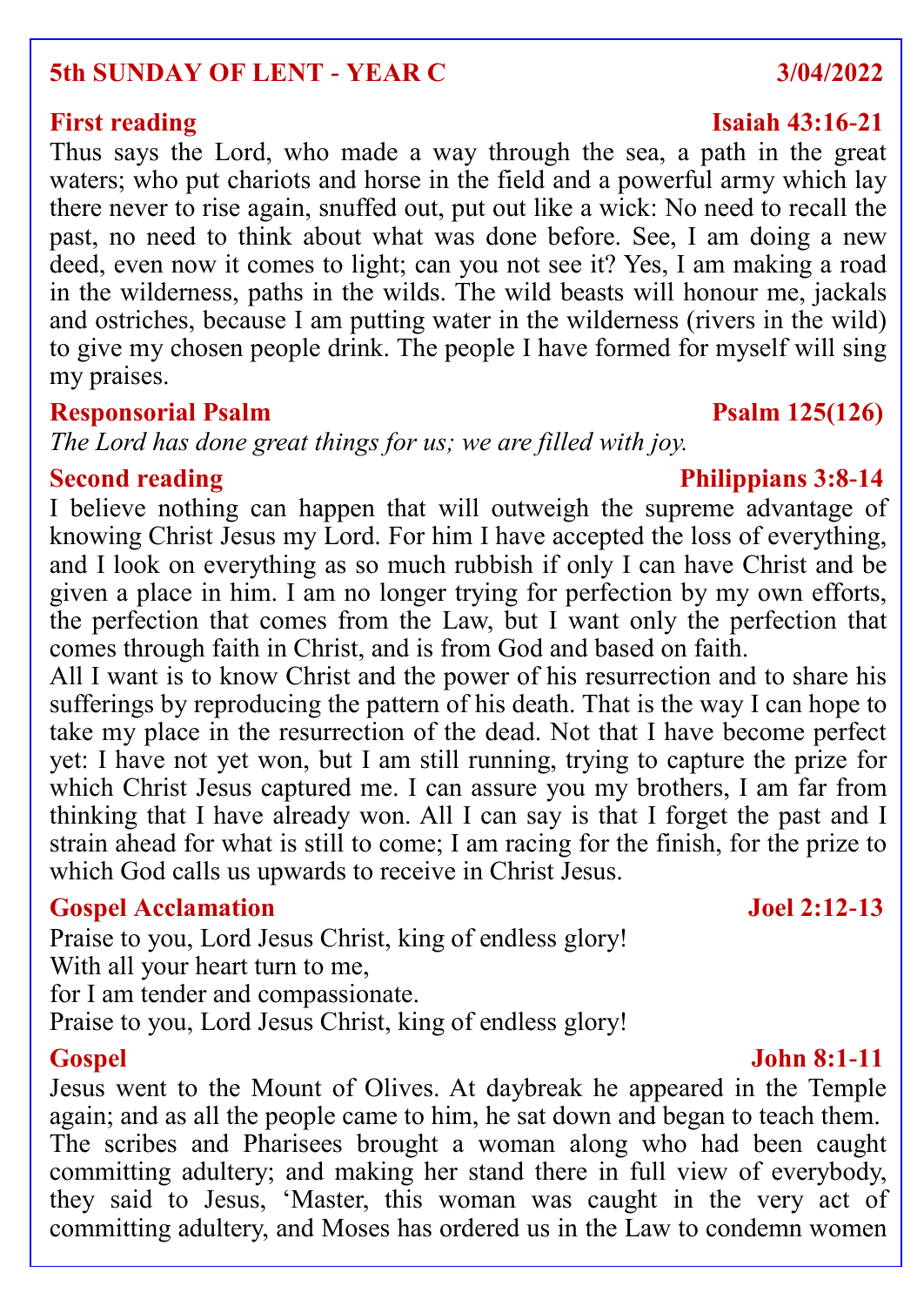## 5th SUNDAY OF LENT - YEAR C — 3/04/2022

### First reading — Isaiah 43:16-21

Thus says the Lord, who made a way through the sea, a path in the great waters; who put chariots and horse in the field and a powerful army which lay there never to rise again, snuffed out, put out like a wick: No need to recall the past, no need to think about what was done before. See, I am doing a new deed, even now it comes to light; can you not see it? Yes, I am making a road in the wilderness, paths in the wilds. The wild beasts will honour me, jackals and ostriches, because I am putting water in the wilderness (rivers in the wild) to give my chosen people drink. The people I have formed for myself will sing my praises.

### Responsorial Psalm — Psalm 125(126)

*The Lord has done great things for us; we are filled with joy.*

### Second reading — Philippians 3:8-14

I believe nothing can happen that will outweigh the supreme advantage of knowing Christ Jesus my Lord. For him I have accepted the loss of everything, and I look on everything as so much rubbish if only I can have Christ and be given a place in him. I am no longer trying for perfection by my own efforts, the perfection that comes from the Law, but I want only the perfection that comes through faith in Christ, and is from God and based on faith.

All I want is to know Christ and the power of his resurrection and to share his sufferings by reproducing the pattern of his death. That is the way I can hope to take my place in the resurrection of the dead. Not that I have become perfect yet: I have not yet won, but I am still running, trying to capture the prize for which Christ Jesus captured me. I can assure you my brothers, I am far from thinking that I have already won. All I can say is that I forget the past and I strain ahead for what is still to come; I am racing for the finish, for the prize to which God calls us upwards to receive in Christ Jesus.

### Gospel Acclamation — Joel 2:12-13

Praise to you, Lord Jesus Christ, king of endless glory!
With all your heart turn to me,
for I am tender and compassionate.
Praise to you, Lord Jesus Christ, king of endless glory!

### Gospel — John 8:1-11

Jesus went to the Mount of Olives. At daybreak he appeared in the Temple again; and as all the people came to him, he sat down and began to teach them. The scribes and Pharisees brought a woman along who had been caught committing adultery; and making her stand there in full view of everybody, they said to Jesus, 'Master, this woman was caught in the very act of committing adultery, and Moses has ordered us in the Law to condemn women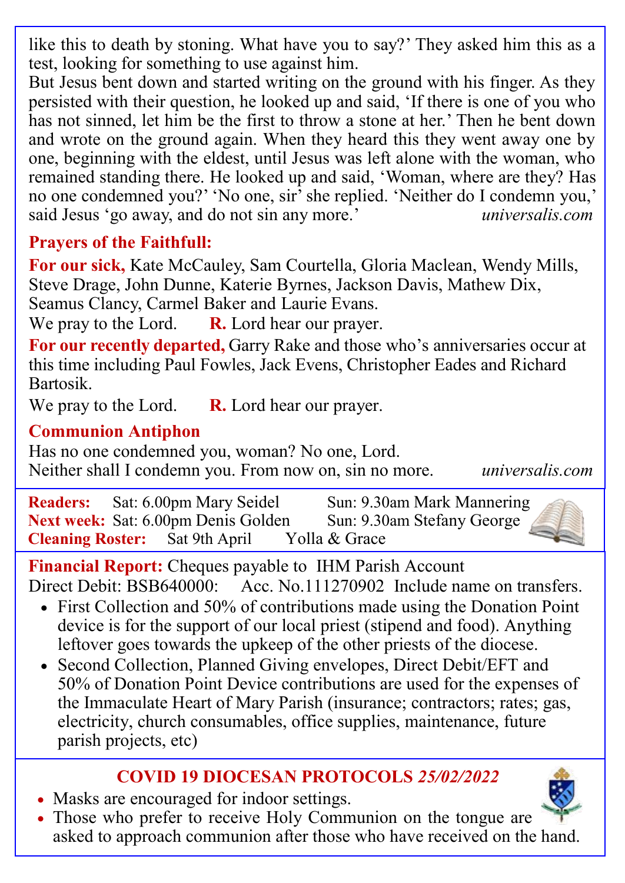like this to death by stoning. What have you to say?' They asked him this as a test, looking for something to use against him.

But Jesus bent down and started writing on the ground with his finger. As they persisted with their question, he looked up and said, 'If there is one of you who has not sinned, let him be the first to throw a stone at her.' Then he bent down and wrote on the ground again. When they heard this they went away one by one, beginning with the eldest, until Jesus was left alone with the woman, who remained standing there. He looked up and said, 'Woman, where are they? Has no one condemned you?' 'No one, sir' she replied. 'Neither do I condemn you,' said Jesus 'go away, and do not sin any more.' *universalis.com*

**Prayers of the Faithfull:**

**For our sick,** Kate McCauley, Sam Courtella, Gloria Maclean, Wendy Mills, Steve Drage, John Dunne, Katerie Byrnes, Jackson Davis, Mathew Dix, Seamus Clancy, Carmel Baker and Laurie Evans.

We pray to the Lord. **R.** Lord hear our prayer.

**For our recently departed,** Garry Rake and those who's anniversaries occur at this time including Paul Fowles, Jack Evens, Christopher Eades and Richard Bartosik.

We pray to the Lord. **R.** Lord hear our prayer.

**Communion Antiphon**

Has no one condemned you, woman? No one, Lord.
Neither shall I condemn you. From now on, sin no more. *universalis.com*

**Readers:** Sat: 6.00pm Mary Seidel Sun: 9.30am Mark Mannering
**Next week:** Sat: 6.00pm Denis Golden Sun: 9.30am Stefany George
**Cleaning Roster:** Sat 9th April Yolla & Grace

**Financial Report:** Cheques payable to IHM Parish Account
Direct Debit: BSB640000: Acc. No.111270902 Include name on transfers.

- First Collection and 50% of contributions made using the Donation Point device is for the support of our local priest (stipend and food). Anything leftover goes towards the upkeep of the other priests of the diocese.
- Second Collection, Planned Giving envelopes, Direct Debit/EFT and 50% of Donation Point Device contributions are used for the expenses of the Immaculate Heart of Mary Parish (insurance; contractors; rates; gas, electricity, church consumables, office supplies, maintenance, future parish projects, etc)

**COVID 19 DIOCESAN PROTOCOLS *25/02/2022***

- Masks are encouraged for indoor settings.
- Those who prefer to receive Holy Communion on the tongue are asked to approach communion after those who have received on the hand.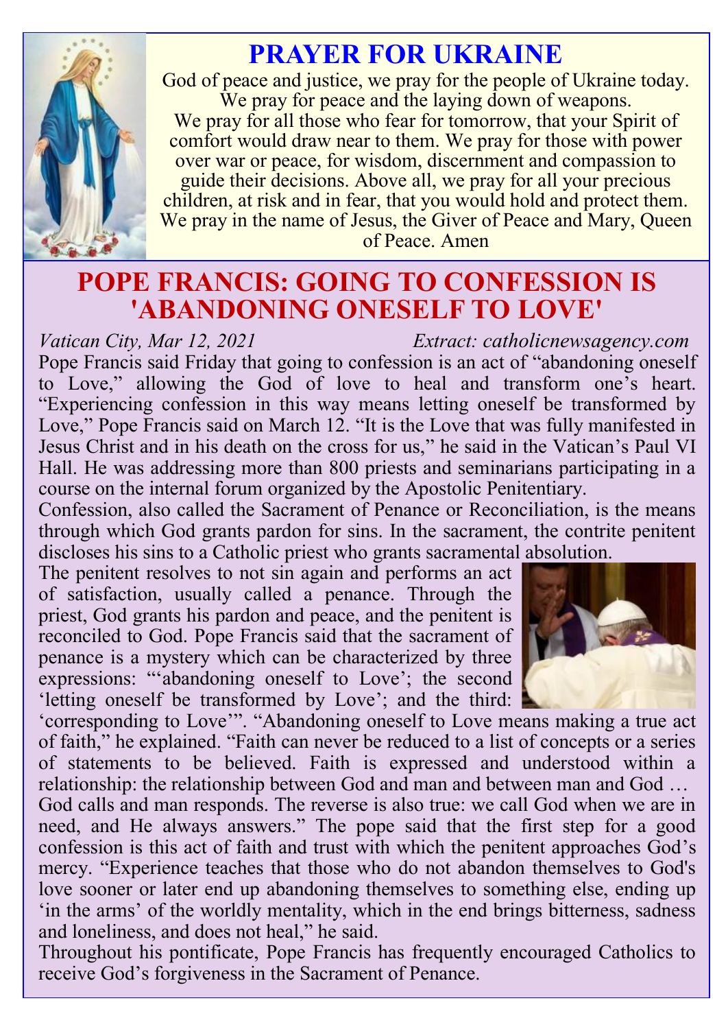# PRAYER FOR UKRAINE

God of peace and justice, we pray for the people of Ukraine today. We pray for peace and the laying down of weapons. We pray for all those who fear for tomorrow, that your Spirit of comfort would draw near to them. We pray for those with power over war or peace, for wisdom, discernment and compassion to guide their decisions. Above all, we pray for all your precious children, at risk and in fear, that you would hold and protect them. We pray in the name of Jesus, the Giver of Peace and Mary, Queen of Peace. Amen

# POPE FRANCIS: GOING TO CONFESSION IS 'ABANDONING ONESELF TO LOVE'

*Vatican City, Mar 12, 2021* *Extract: catholicnewsagency.com*

Pope Francis said Friday that going to confession is an act of "abandoning oneself to Love," allowing the God of love to heal and transform one's heart. "Experiencing confession in this way means letting oneself be transformed by Love," Pope Francis said on March 12. "It is the Love that was fully manifested in Jesus Christ and in his death on the cross for us," he said in the Vatican's Paul VI Hall. He was addressing more than 800 priests and seminarians participating in a course on the internal forum organized by the Apostolic Penitentiary.

Confession, also called the Sacrament of Penance or Reconciliation, is the means through which God grants pardon for sins. In the sacrament, the contrite penitent discloses his sins to a Catholic priest who grants sacramental absolution.

The penitent resolves to not sin again and performs an act of satisfaction, usually called a penance. Through the priest, God grants his pardon and peace, and the penitent is reconciled to God. Pope Francis said that the sacrament of penance is a mystery which can be characterized by three expressions: "'abandoning oneself to Love'; the second 'letting oneself be transformed by Love'; and the third: 'corresponding to Love'". "Abandoning oneself to Love means making a true act of faith," he explained. "Faith can never be reduced to a list of concepts or a series of statements to be believed. Faith is expressed and understood within a relationship: the relationship between God and man and between man and God … God calls and man responds. The reverse is also true: we call God when we are in need, and He always answers." The pope said that the first step for a good confession is this act of faith and trust with which the penitent approaches God's mercy. "Experience teaches that those who do not abandon themselves to God's love sooner or later end up abandoning themselves to something else, ending up 'in the arms' of the worldly mentality, which in the end brings bitterness, sadness and loneliness, and does not heal," he said.

Throughout his pontificate, Pope Francis has frequently encouraged Catholics to receive God's forgiveness in the Sacrament of Penance.